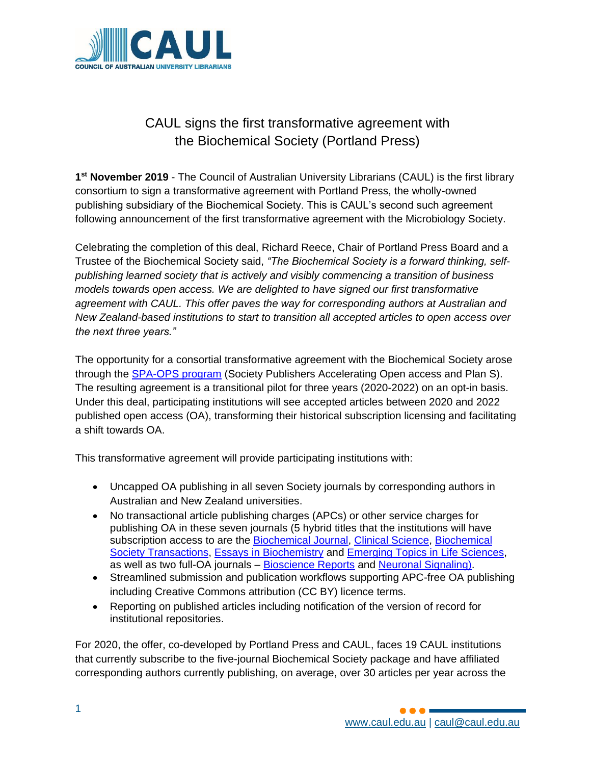# CAUL signs the first transformative agreement with the Biochemical Society (Portland Press)

**1st November 2019** - The Council of Australian University Librarians (CAUL) is the first library consortium to sign a transformative agreement with Portland Press, the wholly-owned publishing subsidiary of the Biochemical Society. This is CAUL's second such agreement following announcement of the first transformative agreement with the Microbiology Society.

Celebrating the completion of this deal, Richard Reece, Chair of Portland Press Board and a Trustee of the Biochemical Society said, *"The Biochemical Society is a forward thinking, self-publishing learned society that is actively and visibly commencing a transition of business models towards open access. We are delighted to have signed our first transformative agreement with CAUL. This offer paves the way for corresponding authors at Australian and New Zealand-based institutions to start to transition all accepted articles to open access over the next three years."*

The opportunity for a consortial transformative agreement with the Biochemical Society arose through the SPA-OPS program (Society Publishers Accelerating Open access and Plan S). The resulting agreement is a transitional pilot for three years (2020-2022) on an opt-in basis. Under this deal, participating institutions will see accepted articles between 2020 and 2022 published open access (OA), transforming their historical subscription licensing and facilitating a shift towards OA.

This transformative agreement will provide participating institutions with:

- Uncapped OA publishing in all seven Society journals by corresponding authors in Australian and New Zealand universities.
- No transactional article publishing charges (APCs) or other service charges for publishing OA in these seven journals (5 hybrid titles that the institutions will have subscription access to are the Biochemical Journal, Clinical Science, Biochemical Society Transactions, Essays in Biochemistry and Emerging Topics in Life Sciences, as well as two full-OA journals – Bioscience Reports and Neuronal Signaling).
- Streamlined submission and publication workflows supporting APC-free OA publishing including Creative Commons attribution (CC BY) licence terms.
- Reporting on published articles including notification of the version of record for institutional repositories.

For 2020, the offer, co-developed by Portland Press and CAUL, faces 19 CAUL institutions that currently subscribe to the five-journal Biochemical Society package and have affiliated corresponding authors currently publishing, on average, over 30 articles per year across the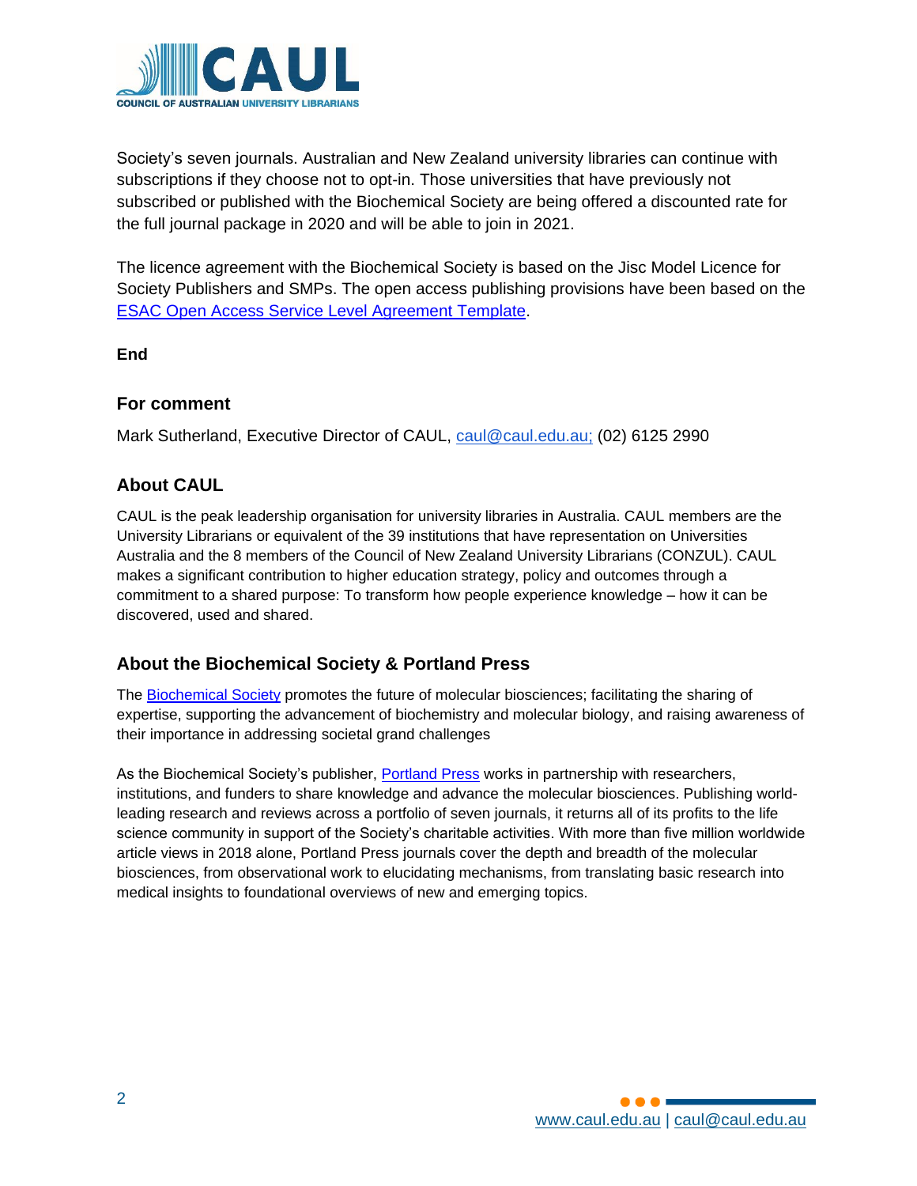Society's seven journals. Australian and New Zealand university libraries can continue with subscriptions if they choose not to opt-in. Those universities that have previously not subscribed or published with the Biochemical Society are being offered a discounted rate for the full journal package in 2020 and will be able to join in 2021.

The licence agreement with the Biochemical Society is based on the Jisc Model Licence for Society Publishers and SMPs. The open access publishing provisions have been based on the [ESAC Open Access Service Level Agreement Template](#).

**End**

## For comment

Mark Sutherland, Executive Director of CAUL, caul@caul.edu.au; (02) 6125 2990

## About CAUL

CAUL is the peak leadership organisation for university libraries in Australia. CAUL members are the University Librarians or equivalent of the 39 institutions that have representation on Universities Australia and the 8 members of the Council of New Zealand University Librarians (CONZUL). CAUL makes a significant contribution to higher education strategy, policy and outcomes through a commitment to a shared purpose: To transform how people experience knowledge – how it can be discovered, used and shared.

## About the Biochemical Society & Portland Press

The [Biochemical Society](#) promotes the future of molecular biosciences; facilitating the sharing of expertise, supporting the advancement of biochemistry and molecular biology, and raising awareness of their importance in addressing societal grand challenges

As the Biochemical Society's publisher, [Portland Press](#) works in partnership with researchers, institutions, and funders to share knowledge and advance the molecular biosciences. Publishing world-leading research and reviews across a portfolio of seven journals, it returns all of its profits to the life science community in support of the Society's charitable activities. With more than five million worldwide article views in 2018 alone, Portland Press journals cover the depth and breadth of the molecular biosciences, from observational work to elucidating mechanisms, from translating basic research into medical insights to foundational overviews of new and emerging topics.